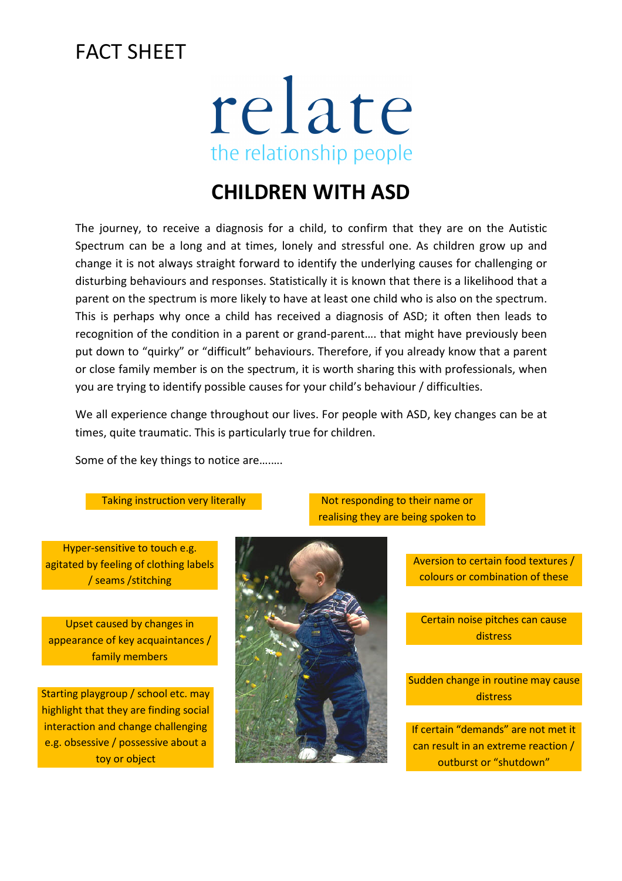FACT SHEET

relate

the relationship people

# CHILDREN WITH ASD

The journey, to receive a diagnosis for a child, to confirm that they are on the Autistic Spectrum can be a long and at times, lonely and stressful one. As children grow up and change it is not always straight forward to identify the underlying causes for challenging or disturbing behaviours and responses. Statistically it is known that there is a likelihood that a parent on the spectrum is more likely to have at least one child who is also on the spectrum. This is perhaps why once a child has received a diagnosis of ASD; it often then leads to recognition of the condition in a parent or grand-parent…. that might have previously been put down to "quirky" or "difficult" behaviours. Therefore, if you already know that a parent or close family member is on the spectrum, it is worth sharing this with professionals, when you are trying to identify possible causes for your child's behaviour / difficulties.

We all experience change throughout our lives. For people with ASD, key changes can be at times, quite traumatic. This is particularly true for children.

Some of the key things to notice are……..

- Taking instruction very literally
- Not responding to their name or realising they are being spoken to
- Hyper-sensitive to touch e.g. agitated by feeling of clothing labels / seams /stitching
- Upset caused by changes in appearance of key acquaintances / family members
- Starting playgroup / school etc. may highlight that they are finding social interaction and change challenging e.g. obsessive / possessive about a toy or object
- Aversion to certain food textures / colours or combination of these
- Certain noise pitches can cause distress
- Sudden change in routine may cause distress
- If certain "demands" are not met it can result in an extreme reaction / outburst or "shutdown"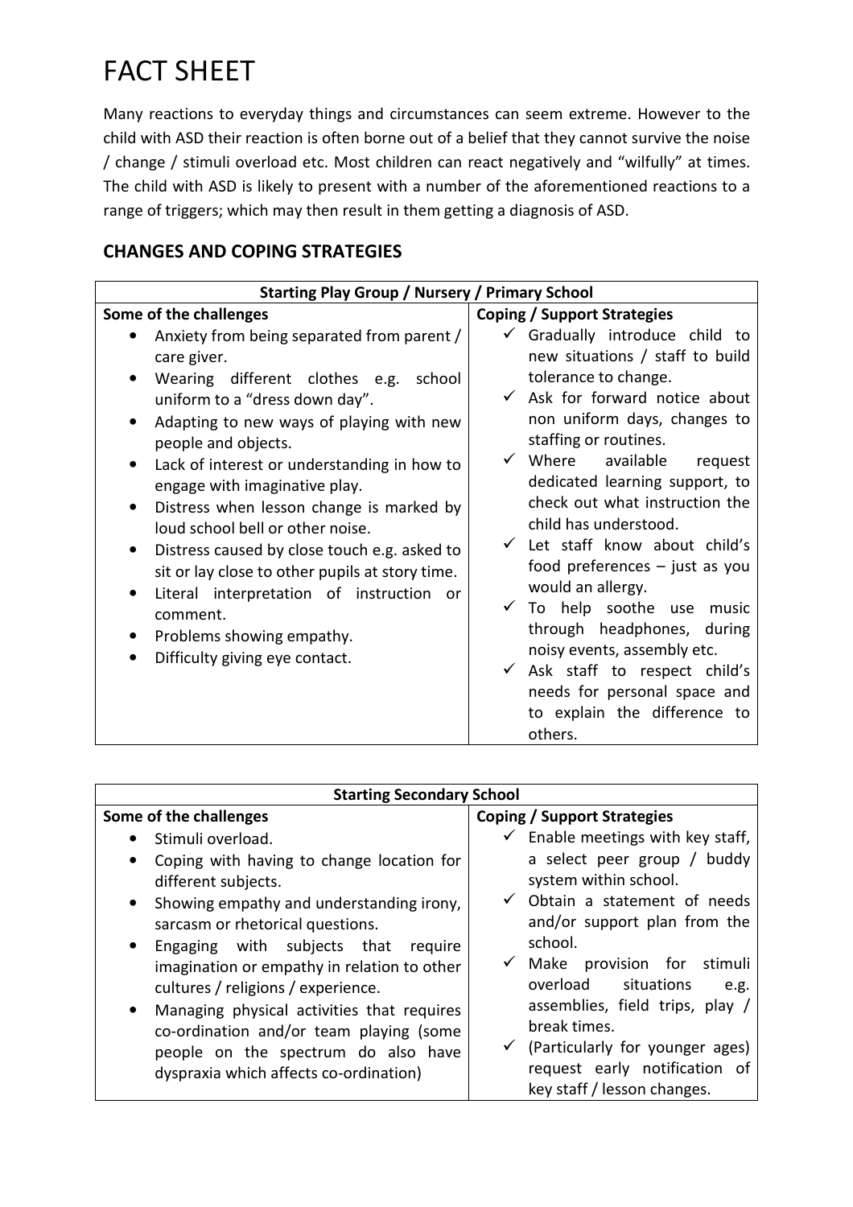# FACT SHEET

Many reactions to everyday things and circumstances can seem extreme. However to the child with ASD their reaction is often borne out of a belief that they cannot survive the noise / change / stimuli overload etc. Most children can react negatively and "wilfully" at times. The child with ASD is likely to present with a number of the aforementioned reactions to a range of triggers; which may then result in them getting a diagnosis of ASD.

## CHANGES AND COPING STRATEGIES

| **Starting Play Group / Nursery / Primary School** | |
|---|---|
| **Some of the challenges** | **Coping / Support Strategies** |
| • Anxiety from being separated from parent / care giver.<br>• Wearing different clothes e.g. school uniform to a "dress down day".<br>• Adapting to new ways of playing with new people and objects.<br>• Lack of interest or understanding in how to engage with imaginative play.<br>• Distress when lesson change is marked by loud school bell or other noise.<br>• Distress caused by close touch e.g. asked to sit or lay close to other pupils at story time.<br>• Literal interpretation of instruction or comment.<br>• Problems showing empathy.<br>• Difficulty giving eye contact. | ✓ Gradually introduce child to new situations / staff to build tolerance to change.<br>✓ Ask for forward notice about non uniform days, changes to staffing or routines.<br>✓ Where available request dedicated learning support, to check out what instruction the child has understood.<br>✓ Let staff know about child's food preferences – just as you would an allergy.<br>✓ To help soothe use music through headphones, during noisy events, assembly etc.<br>✓ Ask staff to respect child's needs for personal space and to explain the difference to others. |

| **Starting Secondary School** | |
|---|---|
| **Some of the challenges** | **Coping / Support Strategies** |
| • Stimuli overload.<br>• Coping with having to change location for different subjects.<br>• Showing empathy and understanding irony, sarcasm or rhetorical questions.<br>• Engaging with subjects that require imagination or empathy in relation to other cultures / religions / experience.<br>• Managing physical activities that requires co-ordination and/or team playing (some people on the spectrum do also have dyspraxia which affects co-ordination) | ✓ Enable meetings with key staff, a select peer group / buddy system within school.<br>✓ Obtain a statement of needs and/or support plan from the school.<br>✓ Make provision for stimuli overload situations e.g. assemblies, field trips, play / break times.<br>✓ (Particularly for younger ages) request early notification of key staff / lesson changes. |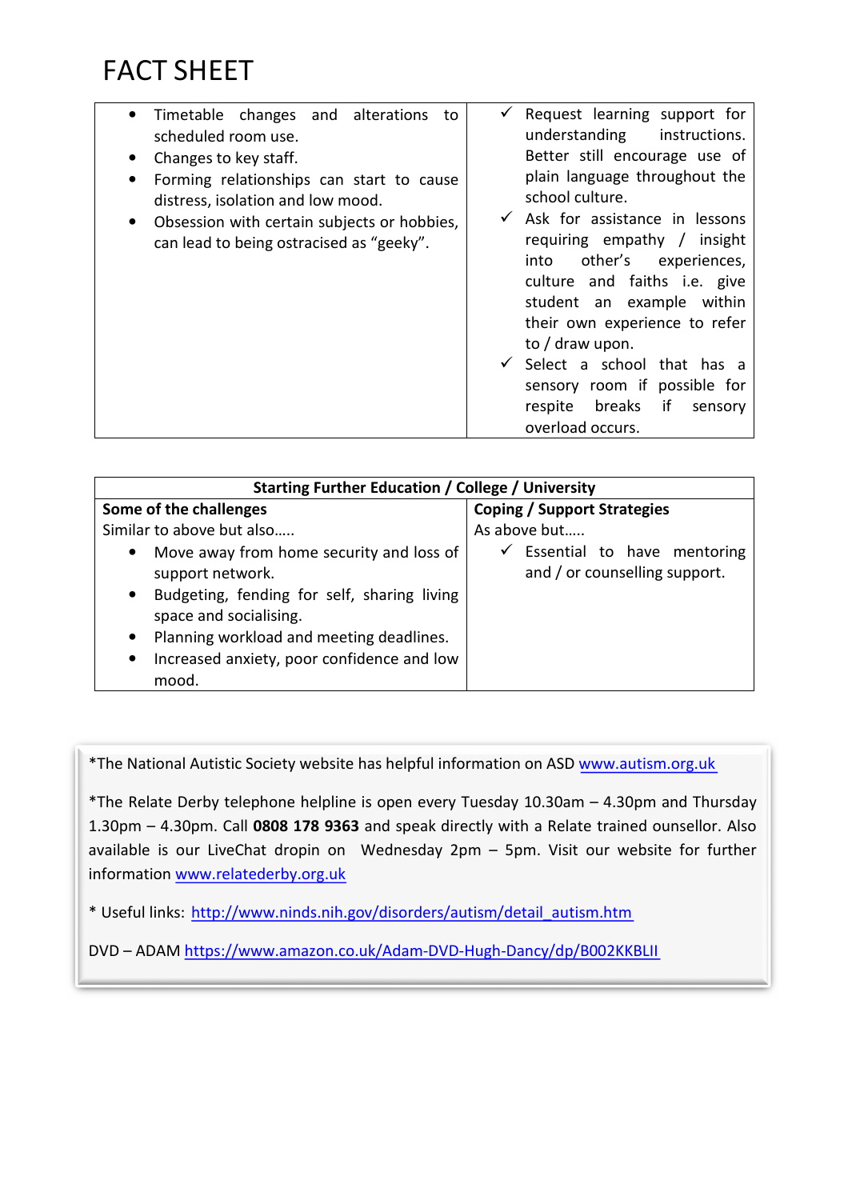# FACT SHEET

| | |
|---|---|
| • Timetable changes and alterations to scheduled room use.<br>• Changes to key staff.<br>• Forming relationships can start to cause distress, isolation and low mood.<br>• Obsession with certain subjects or hobbies, can lead to being ostracised as "geeky". | ✓ Request learning support for understanding instructions. Better still encourage use of plain language throughout the school culture.<br>✓ Ask for assistance in lessons requiring empathy / insight into other's experiences, culture and faiths i.e. give student an example within their own experience to refer to / draw upon.<br>✓ Select a school that has a sensory room if possible for respite breaks if sensory overload occurs. |

| **Starting Further Education / College / University** | |
|---|---|
| **Some of the challenges** | **Coping / Support Strategies** |
| Similar to above but also…..<br>• Move away from home security and loss of support network.<br>• Budgeting, fending for self, sharing living space and socialising.<br>• Planning workload and meeting deadlines.<br>• Increased anxiety, poor confidence and low mood. | As above but…..<br>✓ Essential to have mentoring and / or counselling support. |

*The National Autistic Society website has helpful information on ASD www.autism.org.uk

*The Relate Derby telephone helpline is open every Tuesday 10.30am – 4.30pm and Thursday 1.30pm – 4.30pm. Call **0808 178 9363** and speak directly with a Relate trained ounsellor. Also available is our LiveChat dropin on Wednesday 2pm – 5pm. Visit our website for further information www.relatederby.org.uk

* Useful links: http://www.ninds.nih.gov/disorders/autism/detail_autism.htm

DVD – ADAM https://www.amazon.co.uk/Adam-DVD-Hugh-Dancy/dp/B002KKBLII